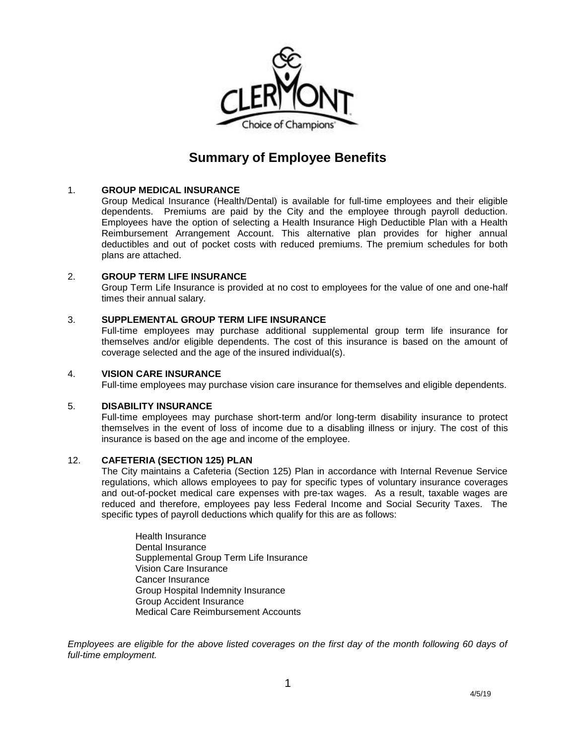CLERMONT

Choice of Champions

# Summary of Employee Benefits

1. **GROUP MEDICAL INSURANCE**

   Group Medical Insurance (Health/Dental) is available for full-time employees and their eligible dependents. Premiums are paid by the City and the employee through payroll deduction. Employees have the option of selecting a Health Insurance High Deductible Plan with a Health Reimbursement Arrangement Account. This alternative plan provides for higher annual deductibles and out of pocket costs with reduced premiums. The premium schedules for both plans are attached.

2. **GROUP TERM LIFE INSURANCE**

   Group Term Life Insurance is provided at no cost to employees for the value of one and one-half times their annual salary.

3. **SUPPLEMENTAL GROUP TERM LIFE INSURANCE**

   Full-time employees may purchase additional supplemental group term life insurance for themselves and/or eligible dependents. The cost of this insurance is based on the amount of coverage selected and the age of the insured individual(s).

4. **VISION CARE INSURANCE**

   Full-time employees may purchase vision care insurance for themselves and eligible dependents.

5. **DISABILITY INSURANCE**

   Full-time employees may purchase short-term and/or long-term disability insurance to protect themselves in the event of loss of income due to a disabling illness or injury. The cost of this insurance is based on the age and income of the employee.

12. **CAFETERIA (SECTION 125) PLAN**

    The City maintains a Cafeteria (Section 125) Plan in accordance with Internal Revenue Service regulations, which allows employees to pay for specific types of voluntary insurance coverages and out-of-pocket medical care expenses with pre-tax wages. As a result, taxable wages are reduced and therefore, employees pay less Federal Income and Social Security Taxes. The specific types of payroll deductions which qualify for this are as follows:

    Health Insurance
    Dental Insurance
    Supplemental Group Term Life Insurance
    Vision Care Insurance
    Cancer Insurance
    Group Hospital Indemnity Insurance
    Group Accident Insurance
    Medical Care Reimbursement Accounts

*Employees are eligible for the above listed coverages on the first day of the month following 60 days of full-time employment.*

4/5/19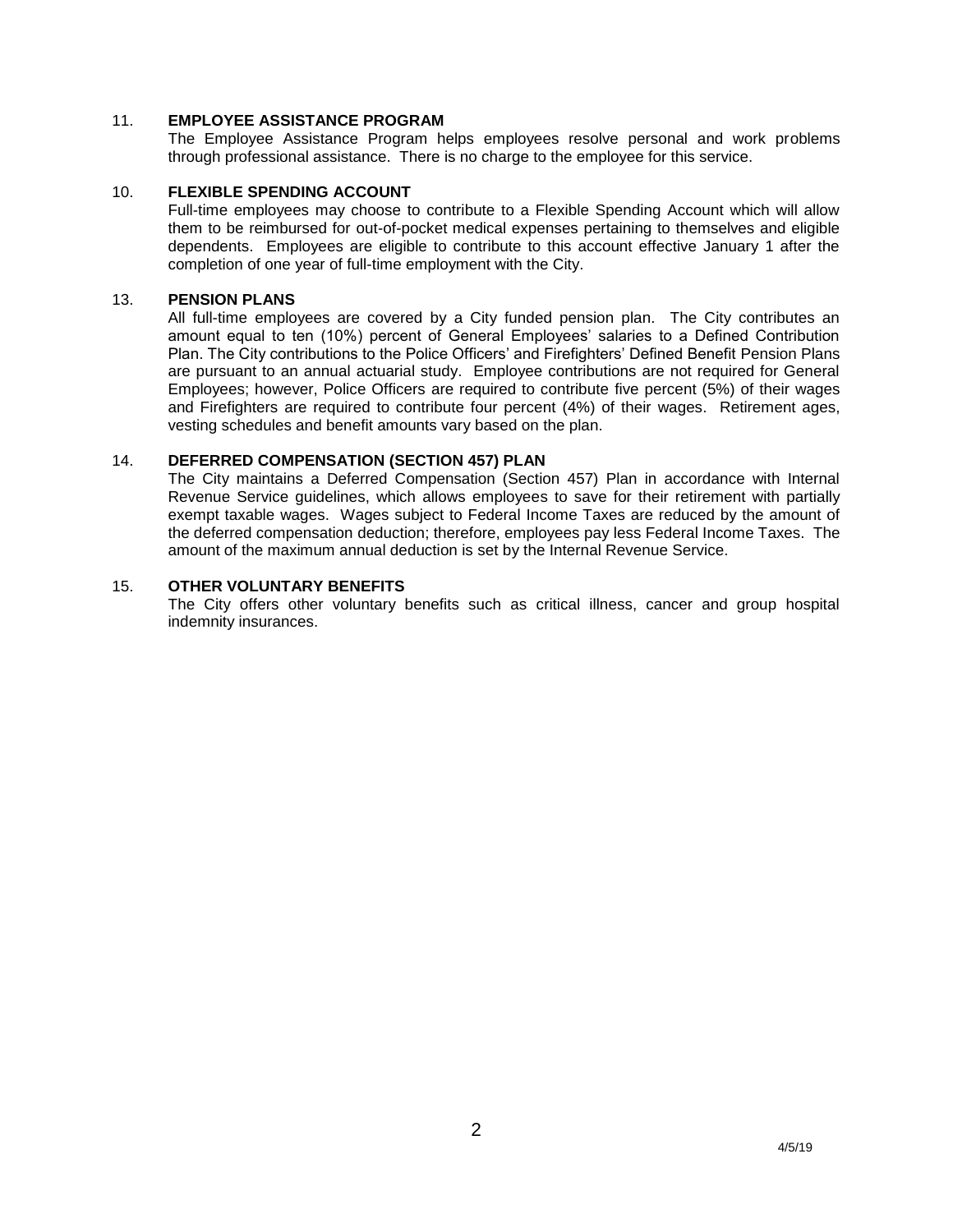11. **EMPLOYEE ASSISTANCE PROGRAM**
The Employee Assistance Program helps employees resolve personal and work problems through professional assistance. There is no charge to the employee for this service.

10. **FLEXIBLE SPENDING ACCOUNT**
Full-time employees may choose to contribute to a Flexible Spending Account which will allow them to be reimbursed for out-of-pocket medical expenses pertaining to themselves and eligible dependents. Employees are eligible to contribute to this account effective January 1 after the completion of one year of full-time employment with the City.

13. **PENSION PLANS**
All full-time employees are covered by a City funded pension plan. The City contributes an amount equal to ten (10%) percent of General Employees' salaries to a Defined Contribution Plan. The City contributions to the Police Officers' and Firefighters' Defined Benefit Pension Plans are pursuant to an annual actuarial study. Employee contributions are not required for General Employees; however, Police Officers are required to contribute five percent (5%) of their wages and Firefighters are required to contribute four percent (4%) of their wages. Retirement ages, vesting schedules and benefit amounts vary based on the plan.

14. **DEFERRED COMPENSATION (SECTION 457) PLAN**
The City maintains a Deferred Compensation (Section 457) Plan in accordance with Internal Revenue Service guidelines, which allows employees to save for their retirement with partially exempt taxable wages. Wages subject to Federal Income Taxes are reduced by the amount of the deferred compensation deduction; therefore, employees pay less Federal Income Taxes. The amount of the maximum annual deduction is set by the Internal Revenue Service.

15. **OTHER VOLUNTARY BENEFITS**
The City offers other voluntary benefits such as critical illness, cancer and group hospital indemnity insurances.

4/5/19